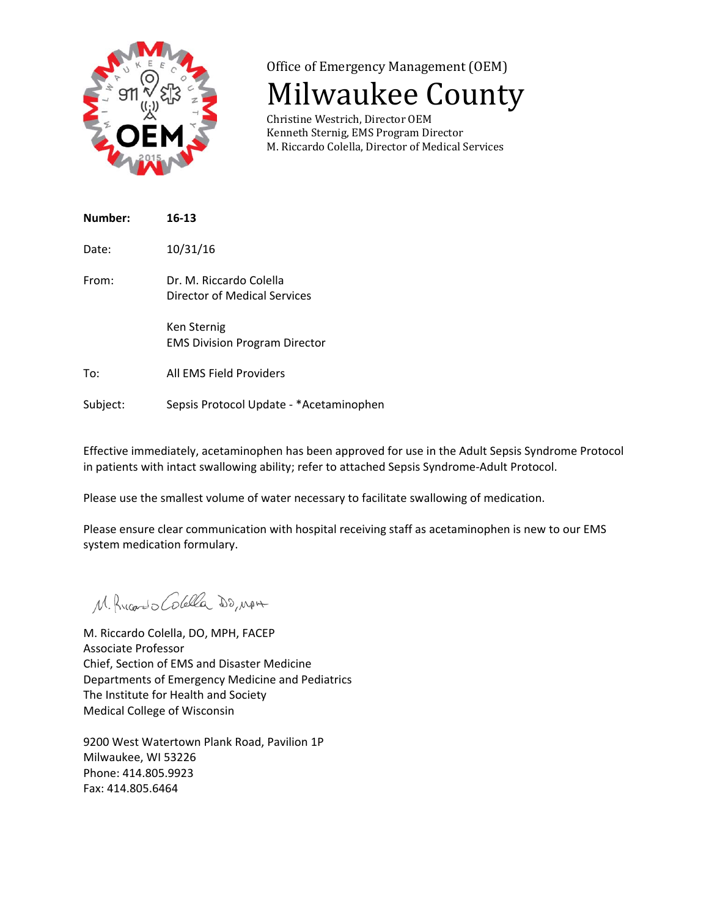Office of Emergency Management (OEM)

# Milwaukee County

Christine Westrich, Director OEM
Kenneth Sternig, EMS Program Director
M. Riccardo Colella, Director of Medical Services

**Number:** **16-13**

Date: 10/31/16

From: Dr. M. Riccardo Colella
Director of Medical Services

Ken Sternig
EMS Division Program Director

To: All EMS Field Providers

Subject: Sepsis Protocol Update - *Acetaminophen

Effective immediately, acetaminophen has been approved for use in the Adult Sepsis Syndrome Protocol in patients with intact swallowing ability; refer to attached Sepsis Syndrome-Adult Protocol.

Please use the smallest volume of water necessary to facilitate swallowing of medication.

Please ensure clear communication with hospital receiving staff as acetaminophen is new to our EMS system medication formulary.

M. Riccardo Colella DO, MPH

M. Riccardo Colella, DO, MPH, FACEP
Associate Professor
Chief, Section of EMS and Disaster Medicine
Departments of Emergency Medicine and Pediatrics
The Institute for Health and Society
Medical College of Wisconsin

9200 West Watertown Plank Road, Pavilion 1P
Milwaukee, WI 53226
Phone: 414.805.9923
Fax: 414.805.6464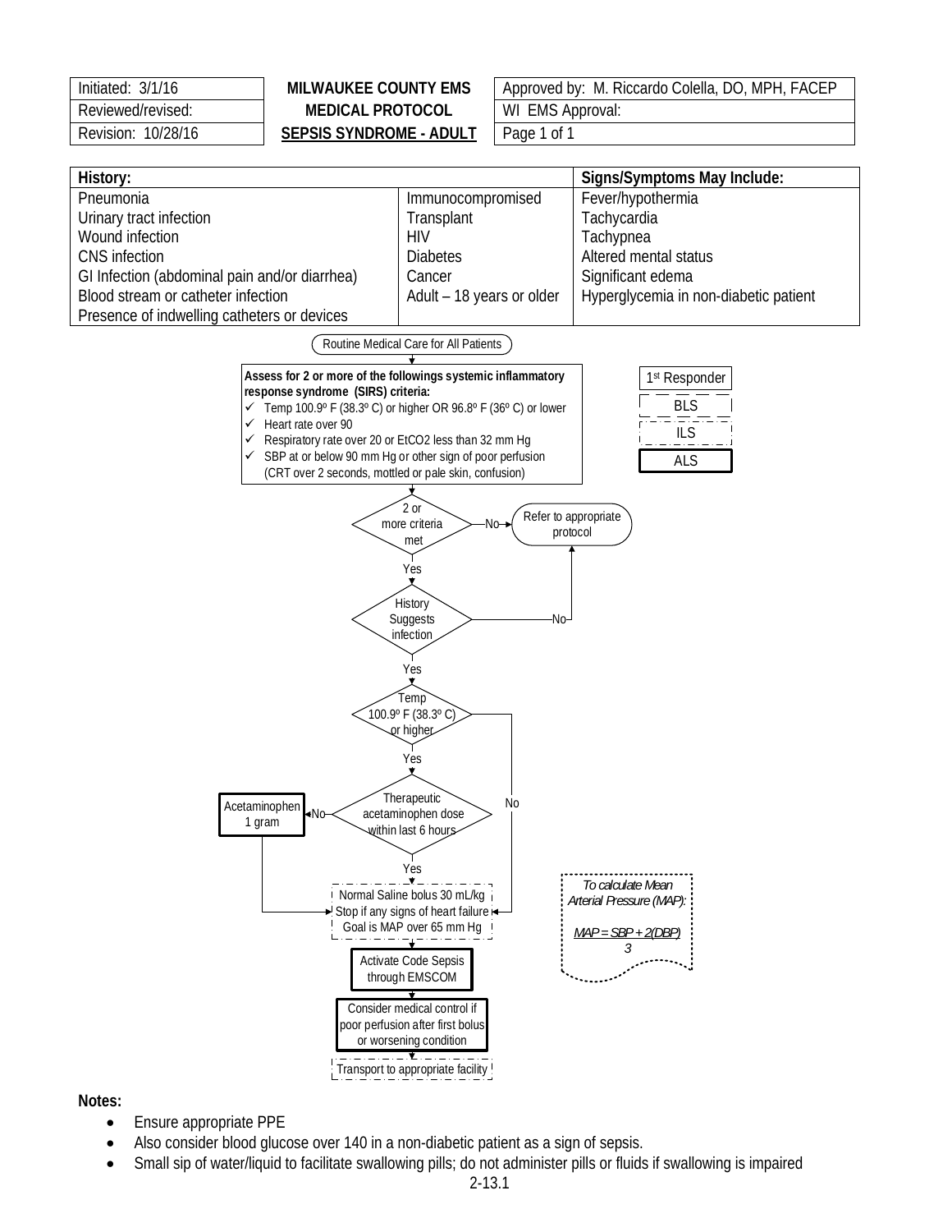| | | |
|---|---|---|
| Initiated: 3/1/16 | **MILWAUKEE COUNTY EMS** | Approved by: M. Riccardo Colella, DO, MPH, FACEP |
| Reviewed/revised: | **MEDICAL PROTOCOL** | WI EMS Approval: |
| Revision: 10/28/16 | **SEPSIS SYNDROME - ADULT** | Page 1 of 1 |

| **History:** | | **Signs/Symptoms May Include:** |
|---|---|---|
| Pneumonia | Immunocompromised | Fever/hypothermia |
| Urinary tract infection | Transplant | Tachycardia |
| Wound infection | HIV | Tachypnea |
| CNS infection | Diabetes | Altered mental status |
| GI Infection (abdominal pain and/or diarrhea) | Cancer | Significant edema |
| Blood stream or catheter infection | Adult – 18 years or older | Hyperglycemia in non-diabetic patient |
| Presence of indwelling catheters or devices | | |

Routine Medical Care for All Patients

**Assess for 2 or more of the followings systemic inflammatory response syndrome (SIRS) criteria:**

- ✓ Temp 100.9º F (38.3º C) or higher OR 96.8º F (36º C) or lower
- ✓ Heart rate over 90
- ✓ Respiratory rate over 20 or EtCO2 less than 32 mm Hg
- ✓ SBP at or below 90 mm Hg or other sign of poor perfusion (CRT over 2 seconds, mottled or pale skin, confusion)

1st Responder

BLS

ILS

ALS

2 or more criteria met?
- No → Refer to appropriate protocol
- Yes → History Suggests infection?
  - No → Refer to appropriate protocol
  - Yes → Temp 100.9º F (38.3º C) or higher?
    - No → Normal Saline bolus
    - Yes → Therapeutic acetaminophen dose within last 6 hours?
      - No → Acetaminophen 1 gram → Normal Saline bolus
      - Yes → Normal Saline bolus

Normal Saline bolus 30 mL/kg
Stop if any signs of heart failure
Goal is MAP over 65 mm Hg

Activate Code Sepsis through EMSCOM

Consider medical control if poor perfusion after first bolus or worsening condition

Transport to appropriate facility

*To calculate Mean Arterial Pressure (MAP):*

$$MAP = \frac{SBP + 2(DBP)}{3}$$

**Notes:**

- Ensure appropriate PPE
- Also consider blood glucose over 140 in a non-diabetic patient as a sign of sepsis.
- Small sip of water/liquid to facilitate swallowing pills; do not administer pills or fluids if swallowing is impaired

2-13.1